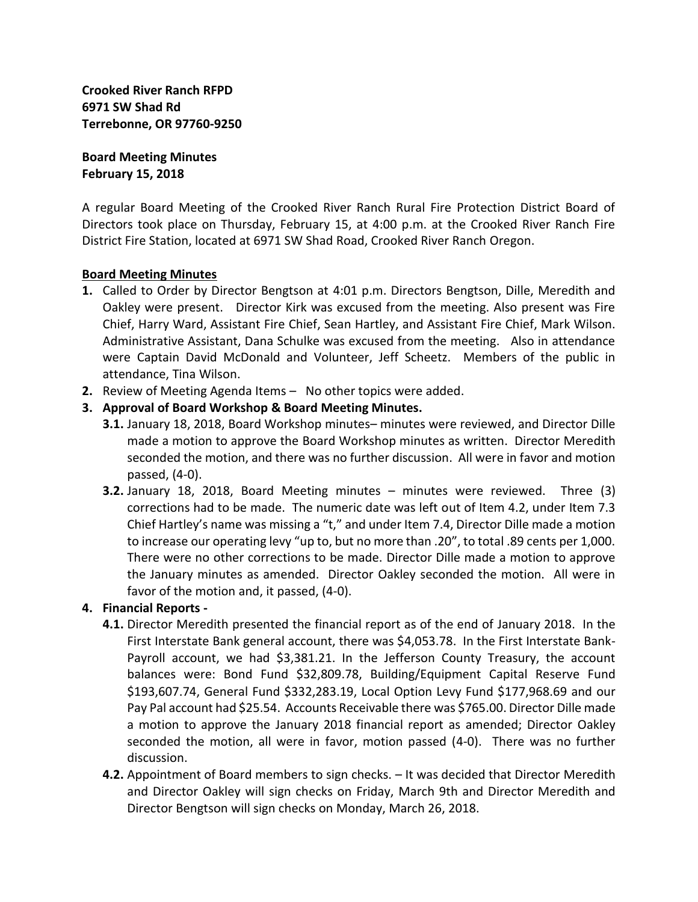**Crooked River Ranch RFPD**
**6971 SW Shad Rd**
**Terrebonne, OR 97760-9250**

**Board Meeting Minutes**
**February 15, 2018**

A regular Board Meeting of the Crooked River Ranch Rural Fire Protection District Board of Directors took place on Thursday, February 15, at 4:00 p.m. at the Crooked River Ranch Fire District Fire Station, located at 6971 SW Shad Road, Crooked River Ranch Oregon.

**Board Meeting Minutes**

1. Called to Order by Director Bengtson at 4:01 p.m. Directors Bengtson, Dille, Meredith and Oakley were present. Director Kirk was excused from the meeting. Also present was Fire Chief, Harry Ward, Assistant Fire Chief, Sean Hartley, and Assistant Fire Chief, Mark Wilson. Administrative Assistant, Dana Schulke was excused from the meeting. Also in attendance were Captain David McDonald and Volunteer, Jeff Scheetz. Members of the public in attendance, Tina Wilson.
2. Review of Meeting Agenda Items – No other topics were added.
3. **Approval of Board Workshop & Board Meeting Minutes.**
   - **3.1.** January 18, 2018, Board Workshop minutes– minutes were reviewed, and Director Dille made a motion to approve the Board Workshop minutes as written. Director Meredith seconded the motion, and there was no further discussion. All were in favor and motion passed, (4-0).
   - **3.2.** January 18, 2018, Board Meeting minutes – minutes were reviewed. Three (3) corrections had to be made. The numeric date was left out of Item 4.2, under Item 7.3 Chief Hartley's name was missing a "t," and under Item 7.4, Director Dille made a motion to increase our operating levy "up to, but no more than .20", to total .89 cents per 1,000. There were no other corrections to be made. Director Dille made a motion to approve the January minutes as amended. Director Oakley seconded the motion. All were in favor of the motion and, it passed, (4-0).
4. **Financial Reports -**
   - **4.1.** Director Meredith presented the financial report as of the end of January 2018. In the First Interstate Bank general account, there was $4,053.78. In the First Interstate Bank-Payroll account, we had $3,381.21. In the Jefferson County Treasury, the account balances were: Bond Fund $32,809.78, Building/Equipment Capital Reserve Fund $193,607.74, General Fund $332,283.19, Local Option Levy Fund $177,968.69 and our Pay Pal account had $25.54. Accounts Receivable there was $765.00. Director Dille made a motion to approve the January 2018 financial report as amended; Director Oakley seconded the motion, all were in favor, motion passed (4-0). There was no further discussion.
   - **4.2.** Appointment of Board members to sign checks. – It was decided that Director Meredith and Director Oakley will sign checks on Friday, March 9th and Director Meredith and Director Bengtson will sign checks on Monday, March 26, 2018.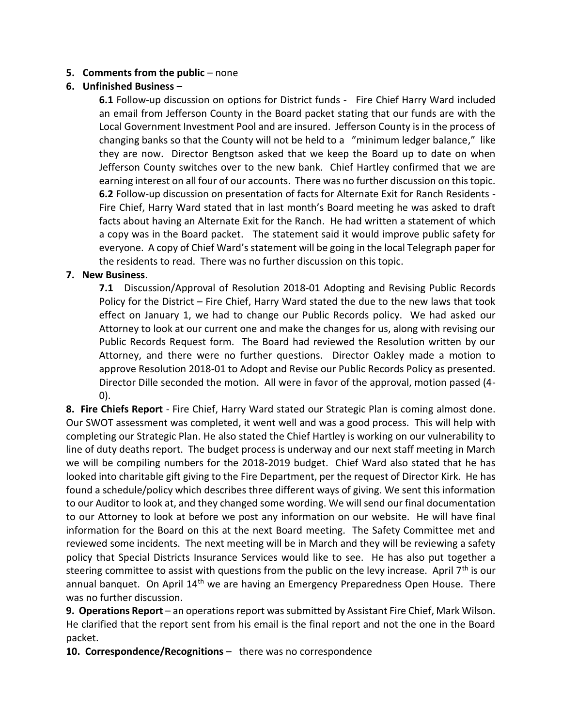5. **Comments from the public** – none
6. **Unfinished Business** –

   **6.1** Follow-up discussion on options for District funds - Fire Chief Harry Ward included an email from Jefferson County in the Board packet stating that our funds are with the Local Government Investment Pool and are insured. Jefferson County is in the process of changing banks so that the County will not be held to a "minimum ledger balance," like they are now. Director Bengtson asked that we keep the Board up to date on when Jefferson County switches over to the new bank. Chief Hartley confirmed that we are earning interest on all four of our accounts. There was no further discussion on this topic.

   **6.2** Follow-up discussion on presentation of facts for Alternate Exit for Ranch Residents - Fire Chief, Harry Ward stated that in last month's Board meeting he was asked to draft facts about having an Alternate Exit for the Ranch. He had written a statement of which a copy was in the Board packet. The statement said it would improve public safety for everyone. A copy of Chief Ward's statement will be going in the local Telegraph paper for the residents to read. There was no further discussion on this topic.

7. **New Business**.

   **7.1** Discussion/Approval of Resolution 2018-01 Adopting and Revising Public Records Policy for the District – Fire Chief, Harry Ward stated the due to the new laws that took effect on January 1, we had to change our Public Records policy. We had asked our Attorney to look at our current one and make the changes for us, along with revising our Public Records Request form. The Board had reviewed the Resolution written by our Attorney, and there were no further questions. Director Oakley made a motion to approve Resolution 2018-01 to Adopt and Revise our Public Records Policy as presented. Director Dille seconded the motion. All were in favor of the approval, motion passed (4-0).

**8. Fire Chiefs Report** - Fire Chief, Harry Ward stated our Strategic Plan is coming almost done. Our SWOT assessment was completed, it went well and was a good process. This will help with completing our Strategic Plan. He also stated the Chief Hartley is working on our vulnerability to line of duty deaths report. The budget process is underway and our next staff meeting in March we will be compiling numbers for the 2018-2019 budget. Chief Ward also stated that he has looked into charitable gift giving to the Fire Department, per the request of Director Kirk. He has found a schedule/policy which describes three different ways of giving. We sent this information to our Auditor to look at, and they changed some wording. We will send our final documentation to our Attorney to look at before we post any information on our website. He will have final information for the Board on this at the next Board meeting. The Safety Committee met and reviewed some incidents. The next meeting will be in March and they will be reviewing a safety policy that Special Districts Insurance Services would like to see. He has also put together a steering committee to assist with questions from the public on the levy increase. April 7th is our annual banquet. On April 14th we are having an Emergency Preparedness Open House. There was no further discussion.

**9. Operations Report** – an operations report was submitted by Assistant Fire Chief, Mark Wilson. He clarified that the report sent from his email is the final report and not the one in the Board packet.

**10. Correspondence/Recognitions** – there was no correspondence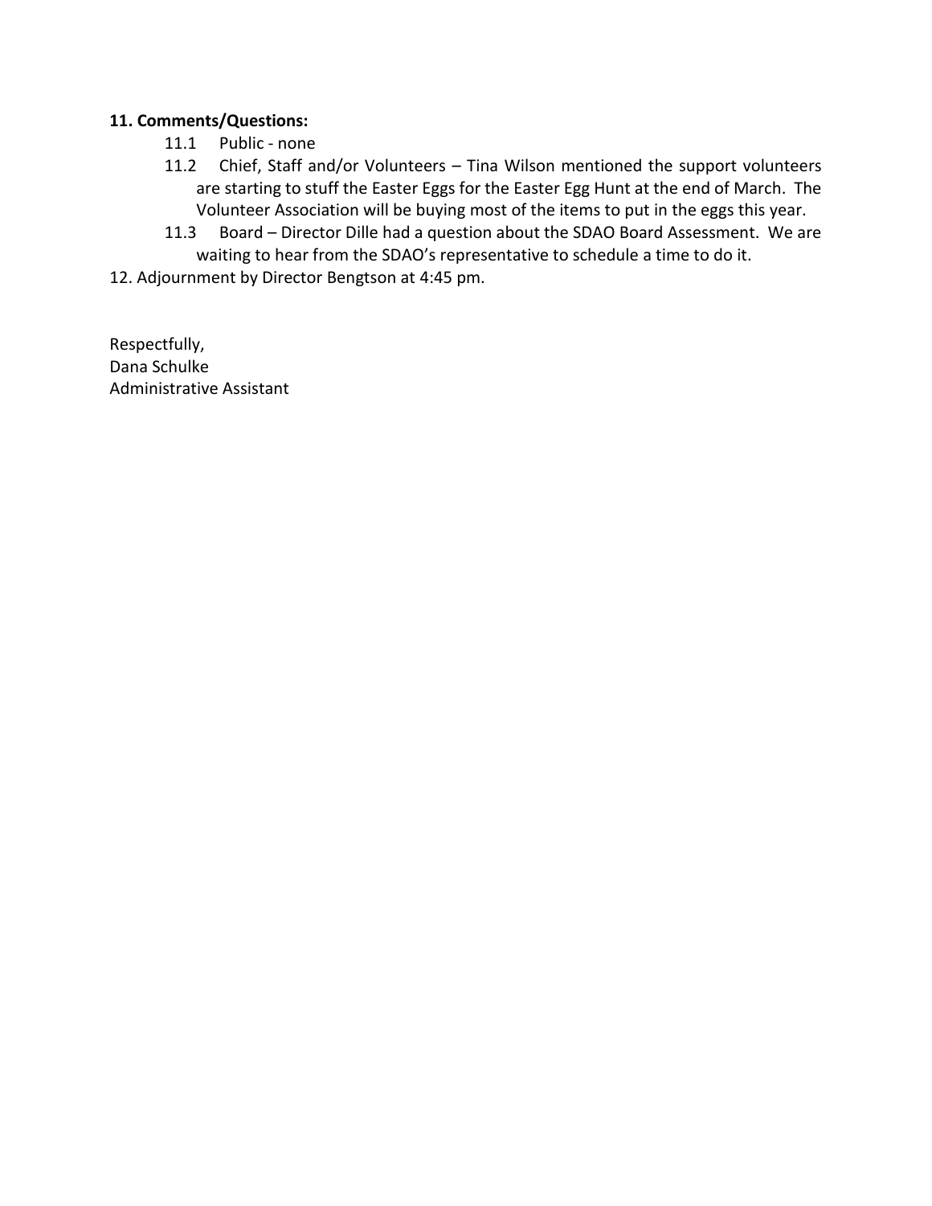**11. Comments/Questions:**

- 11.1 Public - none
- 11.2 Chief, Staff and/or Volunteers – Tina Wilson mentioned the support volunteers are starting to stuff the Easter Eggs for the Easter Egg Hunt at the end of March. The Volunteer Association will be buying most of the items to put in the eggs this year.
- 11.3 Board – Director Dille had a question about the SDAO Board Assessment. We are waiting to hear from the SDAO's representative to schedule a time to do it.

12. Adjournment by Director Bengtson at 4:45 pm.

Respectfully,
Dana Schulke
Administrative Assistant